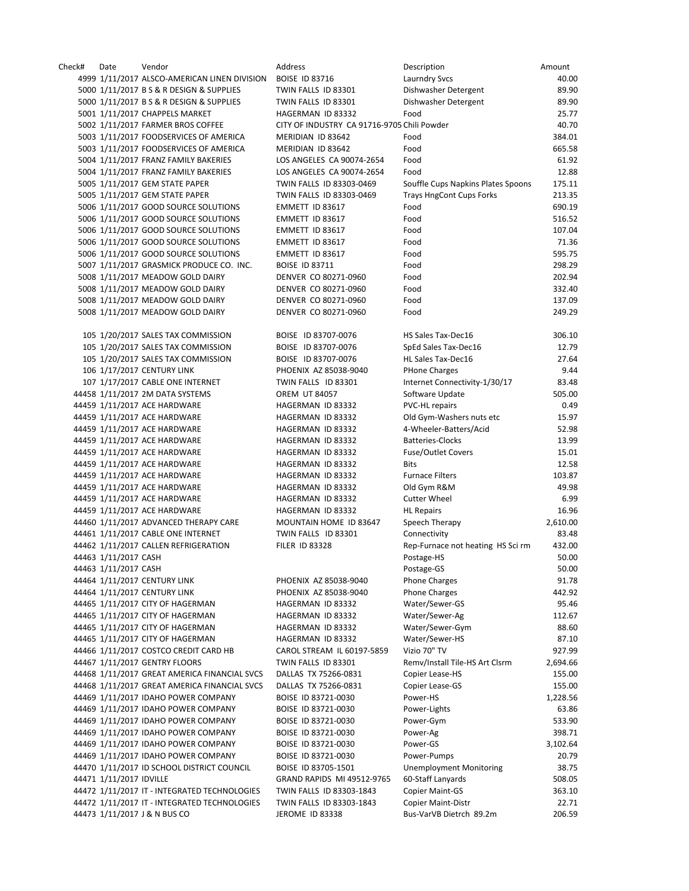| Check# | Date | Vendor | Address | Description | Amount |
|---|---|---|---|---|---|
| 4999 | 1/11/2017 | ALSCO-AMERICAN LINEN DIVISION | BOISE ID 83716 | Laurndry Svcs | 40.00 |
| 5000 | 1/11/2017 | B S & R DESIGN & SUPPLIES | TWIN FALLS ID 83301 | Dishwasher Detergent | 89.90 |
| 5000 | 1/11/2017 | B S & R DESIGN & SUPPLIES | TWIN FALLS ID 83301 | Dishwasher Detergent | 89.90 |
| 5001 | 1/11/2017 | CHAPPELS MARKET | HAGERMAN ID 83332 | Food | 25.77 |
| 5002 | 1/11/2017 | FARMER BROS COFFEE | CITY OF INDUSTRY CA 91716-9705 | Chili Powder | 40.70 |
| 5003 | 1/11/2017 | FOODSERVICES OF AMERICA | MERIDIAN ID 83642 | Food | 384.01 |
| 5003 | 1/11/2017 | FOODSERVICES OF AMERICA | MERIDIAN ID 83642 | Food | 665.58 |
| 5004 | 1/11/2017 | FRANZ FAMILY BAKERIES | LOS ANGELES CA 90074-2654 | Food | 61.92 |
| 5004 | 1/11/2017 | FRANZ FAMILY BAKERIES | LOS ANGELES CA 90074-2654 | Food | 12.88 |
| 5005 | 1/11/2017 | GEM STATE PAPER | TWIN FALLS ID 83303-0469 | Souffle Cups Napkins Plates Spoons | 175.11 |
| 5005 | 1/11/2017 | GEM STATE PAPER | TWIN FALLS ID 83303-0469 | Trays HngCont Cups Forks | 213.35 |
| 5006 | 1/11/2017 | GOOD SOURCE SOLUTIONS | EMMETT ID 83617 | Food | 690.19 |
| 5006 | 1/11/2017 | GOOD SOURCE SOLUTIONS | EMMETT ID 83617 | Food | 516.52 |
| 5006 | 1/11/2017 | GOOD SOURCE SOLUTIONS | EMMETT ID 83617 | Food | 107.04 |
| 5006 | 1/11/2017 | GOOD SOURCE SOLUTIONS | EMMETT ID 83617 | Food | 71.36 |
| 5006 | 1/11/2017 | GOOD SOURCE SOLUTIONS | EMMETT ID 83617 | Food | 595.75 |
| 5007 | 1/11/2017 | GRASMICK PRODUCE CO. INC. | BOISE ID 83711 | Food | 298.29 |
| 5008 | 1/11/2017 | MEADOW GOLD DAIRY | DENVER CO 80271-0960 | Food | 202.94 |
| 5008 | 1/11/2017 | MEADOW GOLD DAIRY | DENVER CO 80271-0960 | Food | 332.40 |
| 5008 | 1/11/2017 | MEADOW GOLD DAIRY | DENVER CO 80271-0960 | Food | 137.09 |
| 5008 | 1/11/2017 | MEADOW GOLD DAIRY | DENVER CO 80271-0960 | Food | 249.29 |
| | | | | | |
| 105 | 1/20/2017 | SALES TAX COMMISSION | BOISE ID 83707-0076 | HS Sales Tax-Dec16 | 306.10 |
| 105 | 1/20/2017 | SALES TAX COMMISSION | BOISE ID 83707-0076 | SpEd Sales Tax-Dec16 | 12.79 |
| 105 | 1/20/2017 | SALES TAX COMMISSION | BOISE ID 83707-0076 | HL Sales Tax-Dec16 | 27.64 |
| 106 | 1/17/2017 | CENTURY LINK | PHOENIX AZ 85038-9040 | PHone Charges | 9.44 |
| 107 | 1/17/2017 | CABLE ONE INTERNET | TWIN FALLS ID 83301 | Internet Connectivity-1/30/17 | 83.48 |
| 44458 | 1/11/2017 | 2M DATA SYSTEMS | OREM UT 84057 | Software Update | 505.00 |
| 44459 | 1/11/2017 | ACE HARDWARE | HAGERMAN ID 83332 | PVC-HL repairs | 0.49 |
| 44459 | 1/11/2017 | ACE HARDWARE | HAGERMAN ID 83332 | Old Gym-Washers nuts etc | 15.97 |
| 44459 | 1/11/2017 | ACE HARDWARE | HAGERMAN ID 83332 | 4-Wheeler-Batters/Acid | 52.98 |
| 44459 | 1/11/2017 | ACE HARDWARE | HAGERMAN ID 83332 | Batteries-Clocks | 13.99 |
| 44459 | 1/11/2017 | ACE HARDWARE | HAGERMAN ID 83332 | Fuse/Outlet Covers | 15.01 |
| 44459 | 1/11/2017 | ACE HARDWARE | HAGERMAN ID 83332 | Bits | 12.58 |
| 44459 | 1/11/2017 | ACE HARDWARE | HAGERMAN ID 83332 | Furnace Filters | 103.87 |
| 44459 | 1/11/2017 | ACE HARDWARE | HAGERMAN ID 83332 | Old Gym R&M | 49.98 |
| 44459 | 1/11/2017 | ACE HARDWARE | HAGERMAN ID 83332 | Cutter Wheel | 6.99 |
| 44459 | 1/11/2017 | ACE HARDWARE | HAGERMAN ID 83332 | HL Repairs | 16.96 |
| 44460 | 1/11/2017 | ADVANCED THERAPY CARE | MOUNTAIN HOME ID 83647 | Speech Therapy | 2,610.00 |
| 44461 | 1/11/2017 | CABLE ONE INTERNET | TWIN FALLS ID 83301 | Connectivity | 83.48 |
| 44462 | 1/11/2017 | CALLEN REFRIGERATION | FILER ID 83328 | Rep-Furnace not heating HS Sci rm | 432.00 |
| 44463 | 1/11/2017 | CASH | | Postage-HS | 50.00 |
| 44463 | 1/11/2017 | CASH | | Postage-GS | 50.00 |
| 44464 | 1/11/2017 | CENTURY LINK | PHOENIX AZ 85038-9040 | Phone Charges | 91.78 |
| 44464 | 1/11/2017 | CENTURY LINK | PHOENIX AZ 85038-9040 | Phone Charges | 442.92 |
| 44465 | 1/11/2017 | CITY OF HAGERMAN | HAGERMAN ID 83332 | Water/Sewer-GS | 95.46 |
| 44465 | 1/11/2017 | CITY OF HAGERMAN | HAGERMAN ID 83332 | Water/Sewer-Ag | 112.67 |
| 44465 | 1/11/2017 | CITY OF HAGERMAN | HAGERMAN ID 83332 | Water/Sewer-Gym | 88.60 |
| 44465 | 1/11/2017 | CITY OF HAGERMAN | HAGERMAN ID 83332 | Water/Sewer-HS | 87.10 |
| 44466 | 1/11/2017 | COSTCO CREDIT CARD HB | CAROL STREAM IL 60197-5859 | Vizio 70" TV | 927.99 |
| 44467 | 1/11/2017 | GENTRY FLOORS | TWIN FALLS ID 83301 | Remv/Install Tile-HS Art Clsrm | 2,694.66 |
| 44468 | 1/11/2017 | GREAT AMERICA FINANCIAL SVCS | DALLAS TX 75266-0831 | Copier Lease-HS | 155.00 |
| 44468 | 1/11/2017 | GREAT AMERICA FINANCIAL SVCS | DALLAS TX 75266-0831 | Copier Lease-GS | 155.00 |
| 44469 | 1/11/2017 | IDAHO POWER COMPANY | BOISE ID 83721-0030 | Power-HS | 1,228.56 |
| 44469 | 1/11/2017 | IDAHO POWER COMPANY | BOISE ID 83721-0030 | Power-Lights | 63.86 |
| 44469 | 1/11/2017 | IDAHO POWER COMPANY | BOISE ID 83721-0030 | Power-Gym | 533.90 |
| 44469 | 1/11/2017 | IDAHO POWER COMPANY | BOISE ID 83721-0030 | Power-Ag | 398.71 |
| 44469 | 1/11/2017 | IDAHO POWER COMPANY | BOISE ID 83721-0030 | Power-GS | 3,102.64 |
| 44469 | 1/11/2017 | IDAHO POWER COMPANY | BOISE ID 83721-0030 | Power-Pumps | 20.79 |
| 44470 | 1/11/2017 | ID SCHOOL DISTRICT COUNCIL | BOISE ID 83705-1501 | Unemployment Monitoring | 38.75 |
| 44471 | 1/11/2017 | IDVILLE | GRAND RAPIDS MI 49512-9765 | 60-Staff Lanyards | 508.05 |
| 44472 | 1/11/2017 | IT - INTEGRATED TECHNOLOGIES | TWIN FALLS ID 83303-1843 | Copier Maint-GS | 363.10 |
| 44472 | 1/11/2017 | IT - INTEGRATED TECHNOLOGIES | TWIN FALLS ID 83303-1843 | Copier Maint-Distr | 22.71 |
| 44473 | 1/11/2017 | J & N BUS CO | JEROME ID 83338 | Bus-VarVB Dietrch 89.2m | 206.59 |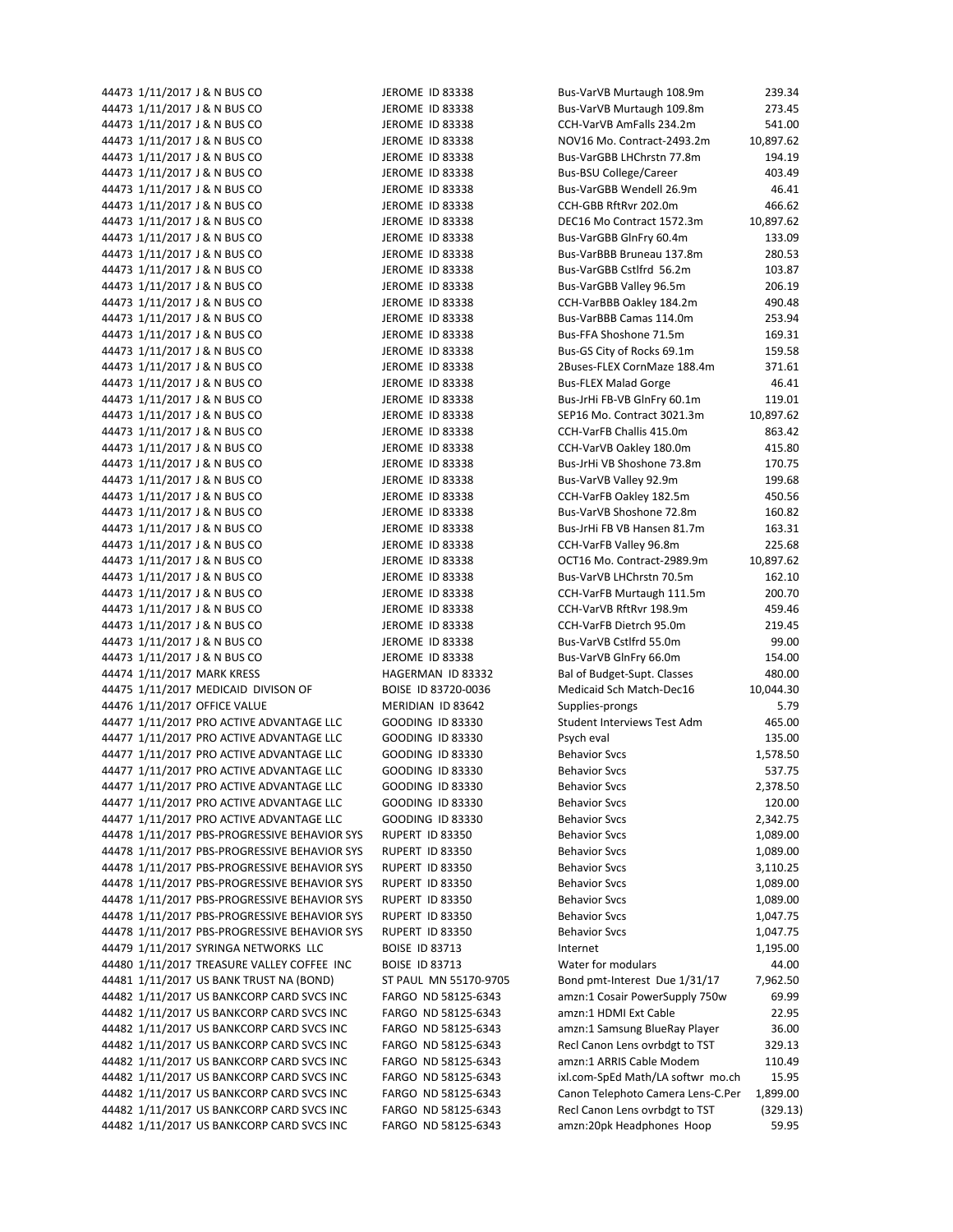| | | | | | |
|---|---|---|---|---|---|
| 44473 | 1/11/2017 | J & N BUS CO | JEROME ID 83338 | Bus-VarVB Murtaugh 108.9m | 239.34 |
| 44473 | 1/11/2017 | J & N BUS CO | JEROME ID 83338 | Bus-VarVB Murtaugh 109.8m | 273.45 |
| 44473 | 1/11/2017 | J & N BUS CO | JEROME ID 83338 | CCH-VarVB AmFalls 234.2m | 541.00 |
| 44473 | 1/11/2017 | J & N BUS CO | JEROME ID 83338 | NOV16 Mo. Contract-2493.2m | 10,897.62 |
| 44473 | 1/11/2017 | J & N BUS CO | JEROME ID 83338 | Bus-VarGBB LHChrstn 77.8m | 194.19 |
| 44473 | 1/11/2017 | J & N BUS CO | JEROME ID 83338 | Bus-BSU College/Career | 403.49 |
| 44473 | 1/11/2017 | J & N BUS CO | JEROME ID 83338 | Bus-VarGBB Wendell 26.9m | 46.41 |
| 44473 | 1/11/2017 | J & N BUS CO | JEROME ID 83338 | CCH-GBB RftRvr 202.0m | 466.62 |
| 44473 | 1/11/2017 | J & N BUS CO | JEROME ID 83338 | DEC16 Mo Contract 1572.3m | 10,897.62 |
| 44473 | 1/11/2017 | J & N BUS CO | JEROME ID 83338 | Bus-VarGBB GlnFry 60.4m | 133.09 |
| 44473 | 1/11/2017 | J & N BUS CO | JEROME ID 83338 | Bus-VarBBB Bruneau 137.8m | 280.53 |
| 44473 | 1/11/2017 | J & N BUS CO | JEROME ID 83338 | Bus-VarGBB Cstlfrd 56.2m | 103.87 |
| 44473 | 1/11/2017 | J & N BUS CO | JEROME ID 83338 | Bus-VarGBB Valley 96.5m | 206.19 |
| 44473 | 1/11/2017 | J & N BUS CO | JEROME ID 83338 | CCH-VarBBB Oakley 184.2m | 490.48 |
| 44473 | 1/11/2017 | J & N BUS CO | JEROME ID 83338 | Bus-VarBBB Camas 114.0m | 253.94 |
| 44473 | 1/11/2017 | J & N BUS CO | JEROME ID 83338 | Bus-FFA Shoshone 71.5m | 169.31 |
| 44473 | 1/11/2017 | J & N BUS CO | JEROME ID 83338 | Bus-GS City of Rocks 69.1m | 159.58 |
| 44473 | 1/11/2017 | J & N BUS CO | JEROME ID 83338 | 2Buses-FLEX CornMaze 188.4m | 371.61 |
| 44473 | 1/11/2017 | J & N BUS CO | JEROME ID 83338 | Bus-FLEX Malad Gorge | 46.41 |
| 44473 | 1/11/2017 | J & N BUS CO | JEROME ID 83338 | Bus-JrHi FB-VB GlnFry 60.1m | 119.01 |
| 44473 | 1/11/2017 | J & N BUS CO | JEROME ID 83338 | SEP16 Mo. Contract 3021.3m | 10,897.62 |
| 44473 | 1/11/2017 | J & N BUS CO | JEROME ID 83338 | CCH-VarFB Challis 415.0m | 863.42 |
| 44473 | 1/11/2017 | J & N BUS CO | JEROME ID 83338 | CCH-VarVB Oakley 180.0m | 415.80 |
| 44473 | 1/11/2017 | J & N BUS CO | JEROME ID 83338 | Bus-JrHi VB Shoshone 73.8m | 170.75 |
| 44473 | 1/11/2017 | J & N BUS CO | JEROME ID 83338 | Bus-VarVB Valley 92.9m | 199.68 |
| 44473 | 1/11/2017 | J & N BUS CO | JEROME ID 83338 | CCH-VarFB Oakley 182.5m | 450.56 |
| 44473 | 1/11/2017 | J & N BUS CO | JEROME ID 83338 | Bus-VarVB Shoshone 72.8m | 160.82 |
| 44473 | 1/11/2017 | J & N BUS CO | JEROME ID 83338 | Bus-JrHi FB VB Hansen 81.7m | 163.31 |
| 44473 | 1/11/2017 | J & N BUS CO | JEROME ID 83338 | CCH-VarFB Valley 96.8m | 225.68 |
| 44473 | 1/11/2017 | J & N BUS CO | JEROME ID 83338 | OCT16 Mo. Contract-2989.9m | 10,897.62 |
| 44473 | 1/11/2017 | J & N BUS CO | JEROME ID 83338 | Bus-VarVB LHChrstn 70.5m | 162.10 |
| 44473 | 1/11/2017 | J & N BUS CO | JEROME ID 83338 | CCH-VarFB Murtaugh 111.5m | 200.70 |
| 44473 | 1/11/2017 | J & N BUS CO | JEROME ID 83338 | CCH-VarVB RftRvr 198.9m | 459.46 |
| 44473 | 1/11/2017 | J & N BUS CO | JEROME ID 83338 | CCH-VarFB Dietrch 95.0m | 219.45 |
| 44473 | 1/11/2017 | J & N BUS CO | JEROME ID 83338 | Bus-VarVB Cstlfrd 55.0m | 99.00 |
| 44473 | 1/11/2017 | J & N BUS CO | JEROME ID 83338 | Bus-VarVB GlnFry 66.0m | 154.00 |
| 44474 | 1/11/2017 | MARK KRESS | HAGERMAN ID 83332 | Bal of Budget-Supt. Classes | 480.00 |
| 44475 | 1/11/2017 | MEDICAID DIVISON OF | BOISE ID 83720-0036 | Medicaid Sch Match-Dec16 | 10,044.30 |
| 44476 | 1/11/2017 | OFFICE VALUE | MERIDIAN ID 83642 | Supplies-prongs | 5.79 |
| 44477 | 1/11/2017 | PRO ACTIVE ADVANTAGE LLC | GOODING ID 83330 | Student Interviews Test Adm | 465.00 |
| 44477 | 1/11/2017 | PRO ACTIVE ADVANTAGE LLC | GOODING ID 83330 | Psych eval | 135.00 |
| 44477 | 1/11/2017 | PRO ACTIVE ADVANTAGE LLC | GOODING ID 83330 | Behavior Svcs | 1,578.50 |
| 44477 | 1/11/2017 | PRO ACTIVE ADVANTAGE LLC | GOODING ID 83330 | Behavior Svcs | 537.75 |
| 44477 | 1/11/2017 | PRO ACTIVE ADVANTAGE LLC | GOODING ID 83330 | Behavior Svcs | 2,378.50 |
| 44477 | 1/11/2017 | PRO ACTIVE ADVANTAGE LLC | GOODING ID 83330 | Behavior Svcs | 120.00 |
| 44477 | 1/11/2017 | PRO ACTIVE ADVANTAGE LLC | GOODING ID 83330 | Behavior Svcs | 2,342.75 |
| 44478 | 1/11/2017 | PBS-PROGRESSIVE BEHAVIOR SYS | RUPERT ID 83350 | Behavior Svcs | 1,089.00 |
| 44478 | 1/11/2017 | PBS-PROGRESSIVE BEHAVIOR SYS | RUPERT ID 83350 | Behavior Svcs | 1,089.00 |
| 44478 | 1/11/2017 | PBS-PROGRESSIVE BEHAVIOR SYS | RUPERT ID 83350 | Behavior Svcs | 3,110.25 |
| 44478 | 1/11/2017 | PBS-PROGRESSIVE BEHAVIOR SYS | RUPERT ID 83350 | Behavior Svcs | 1,089.00 |
| 44478 | 1/11/2017 | PBS-PROGRESSIVE BEHAVIOR SYS | RUPERT ID 83350 | Behavior Svcs | 1,089.00 |
| 44478 | 1/11/2017 | PBS-PROGRESSIVE BEHAVIOR SYS | RUPERT ID 83350 | Behavior Svcs | 1,047.75 |
| 44478 | 1/11/2017 | PBS-PROGRESSIVE BEHAVIOR SYS | RUPERT ID 83350 | Behavior Svcs | 1,047.75 |
| 44479 | 1/11/2017 | SYRINGA NETWORKS LLC | BOISE ID 83713 | Internet | 1,195.00 |
| 44480 | 1/11/2017 | TREASURE VALLEY COFFEE INC | BOISE ID 83713 | Water for modulars | 44.00 |
| 44481 | 1/11/2017 | US BANK TRUST NA (BOND) | ST PAUL MN 55170-9705 | Bond pmt-Interest Due 1/31/17 | 7,962.50 |
| 44482 | 1/11/2017 | US BANKCORP CARD SVCS INC | FARGO ND 58125-6343 | amzn:1 Cosair PowerSupply 750w | 69.99 |
| 44482 | 1/11/2017 | US BANKCORP CARD SVCS INC | FARGO ND 58125-6343 | amzn:1 HDMI Ext Cable | 22.95 |
| 44482 | 1/11/2017 | US BANKCORP CARD SVCS INC | FARGO ND 58125-6343 | amzn:1 Samsung BlueRay Player | 36.00 |
| 44482 | 1/11/2017 | US BANKCORP CARD SVCS INC | FARGO ND 58125-6343 | Recl Canon Lens ovrbdgt to TST | 329.13 |
| 44482 | 1/11/2017 | US BANKCORP CARD SVCS INC | FARGO ND 58125-6343 | amzn:1 ARRIS Cable Modem | 110.49 |
| 44482 | 1/11/2017 | US BANKCORP CARD SVCS INC | FARGO ND 58125-6343 | ixl.com-SpEd Math/LA softwr mo.ch | 15.95 |
| 44482 | 1/11/2017 | US BANKCORP CARD SVCS INC | FARGO ND 58125-6343 | Canon Telephoto Camera Lens-C.Per | 1,899.00 |
| 44482 | 1/11/2017 | US BANKCORP CARD SVCS INC | FARGO ND 58125-6343 | Recl Canon Lens ovrbdgt to TST | (329.13) |
| 44482 | 1/11/2017 | US BANKCORP CARD SVCS INC | FARGO ND 58125-6343 | amzn:20pk Headphones Hoop | 59.95 |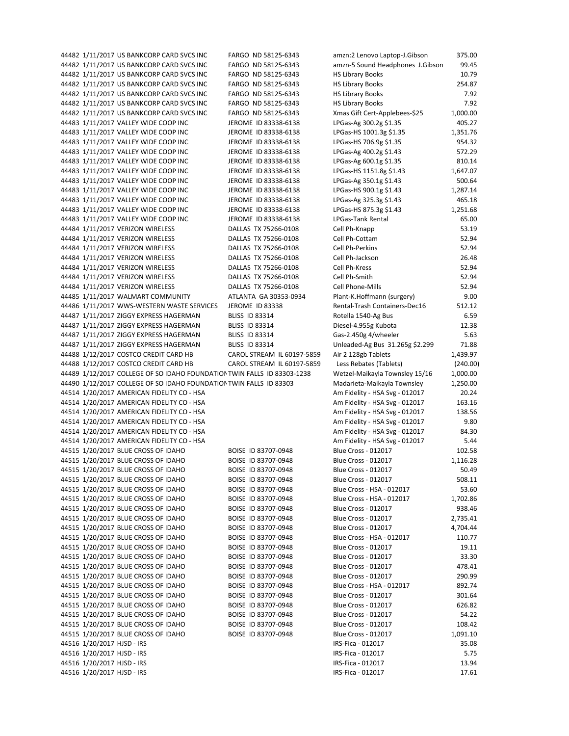| | | | | | |
|---|---|---|---|---|---|
| 44482 | 1/11/2017 | US BANKCORP CARD SVCS INC | FARGO ND 58125-6343 | amzn:2 Lenovo Laptop-J.Gibson | 375.00 |
| 44482 | 1/11/2017 | US BANKCORP CARD SVCS INC | FARGO ND 58125-6343 | amzn-5 Sound Headphones J.Gibson | 99.45 |
| 44482 | 1/11/2017 | US BANKCORP CARD SVCS INC | FARGO ND 58125-6343 | HS Library Books | 10.79 |
| 44482 | 1/11/2017 | US BANKCORP CARD SVCS INC | FARGO ND 58125-6343 | HS Library Books | 254.87 |
| 44482 | 1/11/2017 | US BANKCORP CARD SVCS INC | FARGO ND 58125-6343 | HS Library Books | 7.92 |
| 44482 | 1/11/2017 | US BANKCORP CARD SVCS INC | FARGO ND 58125-6343 | HS Library Books | 7.92 |
| 44482 | 1/11/2017 | US BANKCORP CARD SVCS INC | FARGO ND 58125-6343 | Xmas Gift Cert-Applebees-$25 | 1,000.00 |
| 44483 | 1/11/2017 | VALLEY WIDE COOP INC | JEROME ID 83338-6138 | LPGas-Ag 300.2g $1.35 | 405.27 |
| 44483 | 1/11/2017 | VALLEY WIDE COOP INC | JEROME ID 83338-6138 | LPGas-HS 1001.3g $1.35 | 1,351.76 |
| 44483 | 1/11/2017 | VALLEY WIDE COOP INC | JEROME ID 83338-6138 | LPGas-HS 706.9g $1.35 | 954.32 |
| 44483 | 1/11/2017 | VALLEY WIDE COOP INC | JEROME ID 83338-6138 | LPGas-Ag 400.2g $1.43 | 572.29 |
| 44483 | 1/11/2017 | VALLEY WIDE COOP INC | JEROME ID 83338-6138 | LPGas-Ag 600.1g $1.35 | 810.14 |
| 44483 | 1/11/2017 | VALLEY WIDE COOP INC | JEROME ID 83338-6138 | LPGas-HS 1151.8g $1.43 | 1,647.07 |
| 44483 | 1/11/2017 | VALLEY WIDE COOP INC | JEROME ID 83338-6138 | LPGas-Ag 350.1g $1.43 | 500.64 |
| 44483 | 1/11/2017 | VALLEY WIDE COOP INC | JEROME ID 83338-6138 | LPGas-HS 900.1g $1.43 | 1,287.14 |
| 44483 | 1/11/2017 | VALLEY WIDE COOP INC | JEROME ID 83338-6138 | LPGas-Ag 325.3g $1.43 | 465.18 |
| 44483 | 1/11/2017 | VALLEY WIDE COOP INC | JEROME ID 83338-6138 | LPGas-HS 875.3g $1.43 | 1,251.68 |
| 44483 | 1/11/2017 | VALLEY WIDE COOP INC | JEROME ID 83338-6138 | LPGas-Tank Rental | 65.00 |
| 44484 | 1/11/2017 | VERIZON WIRELESS | DALLAS TX 75266-0108 | Cell Ph-Knapp | 53.19 |
| 44484 | 1/11/2017 | VERIZON WIRELESS | DALLAS TX 75266-0108 | Cell Ph-Cottam | 52.94 |
| 44484 | 1/11/2017 | VERIZON WIRELESS | DALLAS TX 75266-0108 | Cell Ph-Perkins | 52.94 |
| 44484 | 1/11/2017 | VERIZON WIRELESS | DALLAS TX 75266-0108 | Cell Ph-Jackson | 26.48 |
| 44484 | 1/11/2017 | VERIZON WIRELESS | DALLAS TX 75266-0108 | Cell Ph-Kress | 52.94 |
| 44484 | 1/11/2017 | VERIZON WIRELESS | DALLAS TX 75266-0108 | Cell Ph-Smith | 52.94 |
| 44484 | 1/11/2017 | VERIZON WIRELESS | DALLAS TX 75266-0108 | Cell Phone-Mills | 52.94 |
| 44485 | 1/11/2017 | WALMART COMMUNITY | ATLANTA GA 30353-0934 | Plant-K.Hoffmann (surgery) | 9.00 |
| 44486 | 1/11/2017 | WWS-WESTERN WASTE SERVICES | JEROME ID 83338 | Rental-Trash Containers-Dec16 | 512.12 |
| 44487 | 1/11/2017 | ZIGGY EXPRESS HAGERMAN | BLISS ID 83314 | Rotella 1540-Ag Bus | 6.59 |
| 44487 | 1/11/2017 | ZIGGY EXPRESS HAGERMAN | BLISS ID 83314 | Diesel-4.955g Kubota | 12.38 |
| 44487 | 1/11/2017 | ZIGGY EXPRESS HAGERMAN | BLISS ID 83314 | Gas-2.450g 4/wheeler | 5.63 |
| 44487 | 1/11/2017 | ZIGGY EXPRESS HAGERMAN | BLISS ID 83314 | Unleaded-Ag Bus 31.265g $2.299 | 71.88 |
| 44488 | 1/12/2017 | COSTCO CREDIT CARD HB | CAROL STREAM IL 60197-5859 | Air 2 128gb Tablets | 1,439.97 |
| 44488 | 1/12/2017 | COSTCO CREDIT CARD HB | CAROL STREAM IL 60197-5859 | Less Rebates (Tablets) | (240.00) |
| 44489 | 1/12/2017 | COLLEGE OF SO IDAHO FOUNDATION | TWIN FALLS ID 83303-1238 | Wetzel-Maikayla Townsley 15/16 | 1,000.00 |
| 44490 | 1/12/2017 | COLLEGE OF SO IDAHO FOUNDATION | TWIN FALLS ID 83303 | Madarieta-Maikayla Townsley | 1,250.00 |
| 44514 | 1/20/2017 | AMERICAN FIDELITY CO - HSA | | Am Fidelity - HSA Svg - 012017 | 20.24 |
| 44514 | 1/20/2017 | AMERICAN FIDELITY CO - HSA | | Am Fidelity - HSA Svg - 012017 | 163.16 |
| 44514 | 1/20/2017 | AMERICAN FIDELITY CO - HSA | | Am Fidelity - HSA Svg - 012017 | 138.56 |
| 44514 | 1/20/2017 | AMERICAN FIDELITY CO - HSA | | Am Fidelity - HSA Svg - 012017 | 9.80 |
| 44514 | 1/20/2017 | AMERICAN FIDELITY CO - HSA | | Am Fidelity - HSA Svg - 012017 | 84.30 |
| 44514 | 1/20/2017 | AMERICAN FIDELITY CO - HSA | | Am Fidelity - HSA Svg - 012017 | 5.44 |
| 44515 | 1/20/2017 | BLUE CROSS OF IDAHO | BOISE ID 83707-0948 | Blue Cross - 012017 | 102.58 |
| 44515 | 1/20/2017 | BLUE CROSS OF IDAHO | BOISE ID 83707-0948 | Blue Cross - 012017 | 1,116.28 |
| 44515 | 1/20/2017 | BLUE CROSS OF IDAHO | BOISE ID 83707-0948 | Blue Cross - 012017 | 50.49 |
| 44515 | 1/20/2017 | BLUE CROSS OF IDAHO | BOISE ID 83707-0948 | Blue Cross - 012017 | 508.11 |
| 44515 | 1/20/2017 | BLUE CROSS OF IDAHO | BOISE ID 83707-0948 | Blue Cross - HSA - 012017 | 53.60 |
| 44515 | 1/20/2017 | BLUE CROSS OF IDAHO | BOISE ID 83707-0948 | Blue Cross - HSA - 012017 | 1,702.86 |
| 44515 | 1/20/2017 | BLUE CROSS OF IDAHO | BOISE ID 83707-0948 | Blue Cross - 012017 | 938.46 |
| 44515 | 1/20/2017 | BLUE CROSS OF IDAHO | BOISE ID 83707-0948 | Blue Cross - 012017 | 2,735.41 |
| 44515 | 1/20/2017 | BLUE CROSS OF IDAHO | BOISE ID 83707-0948 | Blue Cross - 012017 | 4,704.44 |
| 44515 | 1/20/2017 | BLUE CROSS OF IDAHO | BOISE ID 83707-0948 | Blue Cross - HSA - 012017 | 110.77 |
| 44515 | 1/20/2017 | BLUE CROSS OF IDAHO | BOISE ID 83707-0948 | Blue Cross - 012017 | 19.11 |
| 44515 | 1/20/2017 | BLUE CROSS OF IDAHO | BOISE ID 83707-0948 | Blue Cross - 012017 | 33.30 |
| 44515 | 1/20/2017 | BLUE CROSS OF IDAHO | BOISE ID 83707-0948 | Blue Cross - 012017 | 478.41 |
| 44515 | 1/20/2017 | BLUE CROSS OF IDAHO | BOISE ID 83707-0948 | Blue Cross - 012017 | 290.99 |
| 44515 | 1/20/2017 | BLUE CROSS OF IDAHO | BOISE ID 83707-0948 | Blue Cross - HSA - 012017 | 892.74 |
| 44515 | 1/20/2017 | BLUE CROSS OF IDAHO | BOISE ID 83707-0948 | Blue Cross - 012017 | 301.64 |
| 44515 | 1/20/2017 | BLUE CROSS OF IDAHO | BOISE ID 83707-0948 | Blue Cross - 012017 | 626.82 |
| 44515 | 1/20/2017 | BLUE CROSS OF IDAHO | BOISE ID 83707-0948 | Blue Cross - 012017 | 54.22 |
| 44515 | 1/20/2017 | BLUE CROSS OF IDAHO | BOISE ID 83707-0948 | Blue Cross - 012017 | 108.42 |
| 44515 | 1/20/2017 | BLUE CROSS OF IDAHO | BOISE ID 83707-0948 | Blue Cross - 012017 | 1,091.10 |
| 44516 | 1/20/2017 | HJSD - IRS | | IRS-Fica - 012017 | 35.08 |
| 44516 | 1/20/2017 | HJSD - IRS | | IRS-Fica - 012017 | 5.75 |
| 44516 | 1/20/2017 | HJSD - IRS | | IRS-Fica - 012017 | 13.94 |
| 44516 | 1/20/2017 | HJSD - IRS | | IRS-Fica - 012017 | 17.61 |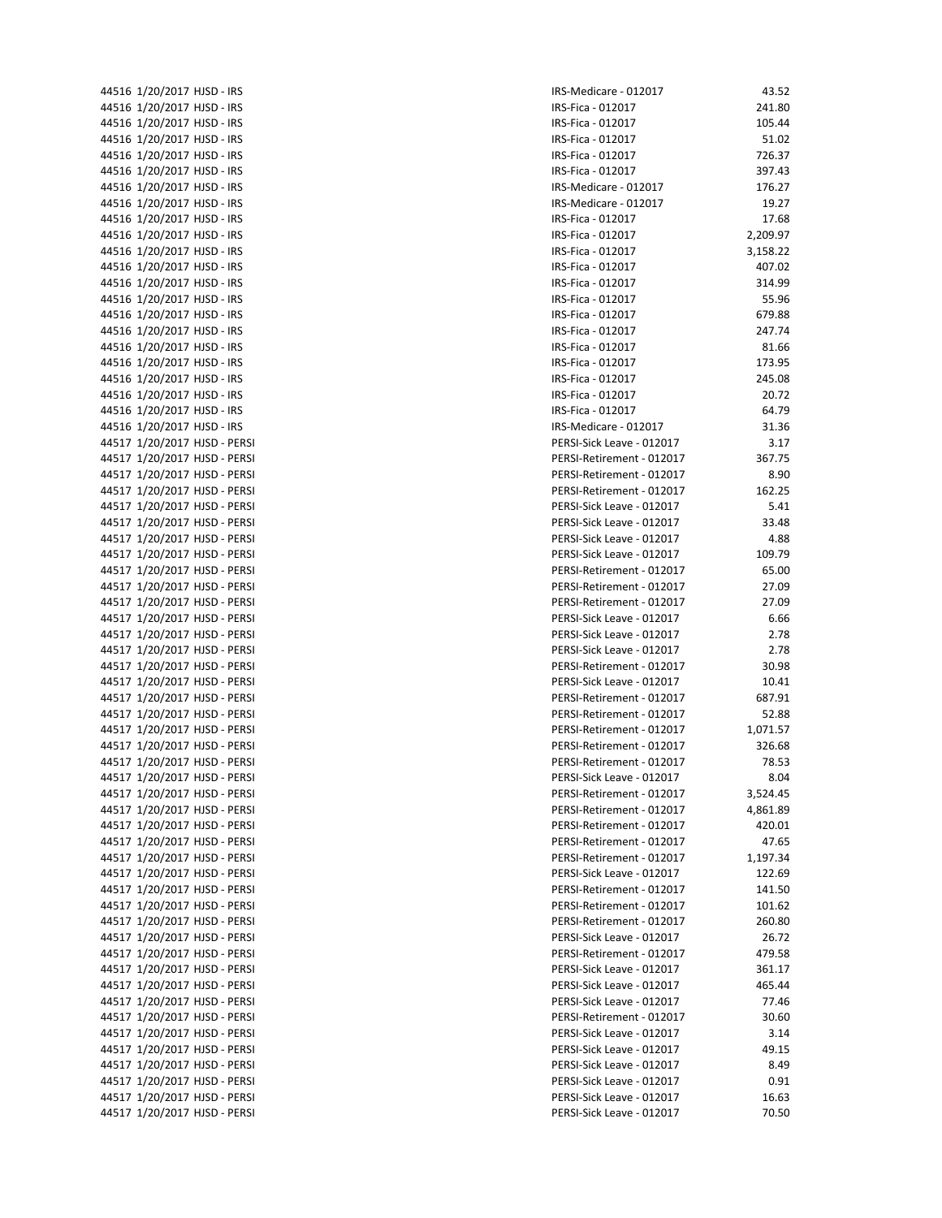| | | | | |
|---|---|---|---|---|
| 44516 | 1/20/2017 | HJSD - IRS | IRS-Medicare - 012017 | 43.52 |
| 44516 | 1/20/2017 | HJSD - IRS | IRS-Fica - 012017 | 241.80 |
| 44516 | 1/20/2017 | HJSD - IRS | IRS-Fica - 012017 | 105.44 |
| 44516 | 1/20/2017 | HJSD - IRS | IRS-Fica - 012017 | 51.02 |
| 44516 | 1/20/2017 | HJSD - IRS | IRS-Fica - 012017 | 726.37 |
| 44516 | 1/20/2017 | HJSD - IRS | IRS-Fica - 012017 | 397.43 |
| 44516 | 1/20/2017 | HJSD - IRS | IRS-Medicare - 012017 | 176.27 |
| 44516 | 1/20/2017 | HJSD - IRS | IRS-Medicare - 012017 | 19.27 |
| 44516 | 1/20/2017 | HJSD - IRS | IRS-Fica - 012017 | 17.68 |
| 44516 | 1/20/2017 | HJSD - IRS | IRS-Fica - 012017 | 2,209.97 |
| 44516 | 1/20/2017 | HJSD - IRS | IRS-Fica - 012017 | 3,158.22 |
| 44516 | 1/20/2017 | HJSD - IRS | IRS-Fica - 012017 | 407.02 |
| 44516 | 1/20/2017 | HJSD - IRS | IRS-Fica - 012017 | 314.99 |
| 44516 | 1/20/2017 | HJSD - IRS | IRS-Fica - 012017 | 55.96 |
| 44516 | 1/20/2017 | HJSD - IRS | IRS-Fica - 012017 | 679.88 |
| 44516 | 1/20/2017 | HJSD - IRS | IRS-Fica - 012017 | 247.74 |
| 44516 | 1/20/2017 | HJSD - IRS | IRS-Fica - 012017 | 81.66 |
| 44516 | 1/20/2017 | HJSD - IRS | IRS-Fica - 012017 | 173.95 |
| 44516 | 1/20/2017 | HJSD - IRS | IRS-Fica - 012017 | 245.08 |
| 44516 | 1/20/2017 | HJSD - IRS | IRS-Fica - 012017 | 20.72 |
| 44516 | 1/20/2017 | HJSD - IRS | IRS-Fica - 012017 | 64.79 |
| 44516 | 1/20/2017 | HJSD - IRS | IRS-Medicare - 012017 | 31.36 |
| 44517 | 1/20/2017 | HJSD - PERSI | PERSI-Sick Leave - 012017 | 3.17 |
| 44517 | 1/20/2017 | HJSD - PERSI | PERSI-Retirement - 012017 | 367.75 |
| 44517 | 1/20/2017 | HJSD - PERSI | PERSI-Retirement - 012017 | 8.90 |
| 44517 | 1/20/2017 | HJSD - PERSI | PERSI-Retirement - 012017 | 162.25 |
| 44517 | 1/20/2017 | HJSD - PERSI | PERSI-Sick Leave - 012017 | 5.41 |
| 44517 | 1/20/2017 | HJSD - PERSI | PERSI-Sick Leave - 012017 | 33.48 |
| 44517 | 1/20/2017 | HJSD - PERSI | PERSI-Sick Leave - 012017 | 4.88 |
| 44517 | 1/20/2017 | HJSD - PERSI | PERSI-Sick Leave - 012017 | 109.79 |
| 44517 | 1/20/2017 | HJSD - PERSI | PERSI-Retirement - 012017 | 65.00 |
| 44517 | 1/20/2017 | HJSD - PERSI | PERSI-Retirement - 012017 | 27.09 |
| 44517 | 1/20/2017 | HJSD - PERSI | PERSI-Retirement - 012017 | 27.09 |
| 44517 | 1/20/2017 | HJSD - PERSI | PERSI-Sick Leave - 012017 | 6.66 |
| 44517 | 1/20/2017 | HJSD - PERSI | PERSI-Sick Leave - 012017 | 2.78 |
| 44517 | 1/20/2017 | HJSD - PERSI | PERSI-Sick Leave - 012017 | 2.78 |
| 44517 | 1/20/2017 | HJSD - PERSI | PERSI-Retirement - 012017 | 30.98 |
| 44517 | 1/20/2017 | HJSD - PERSI | PERSI-Sick Leave - 012017 | 10.41 |
| 44517 | 1/20/2017 | HJSD - PERSI | PERSI-Retirement - 012017 | 687.91 |
| 44517 | 1/20/2017 | HJSD - PERSI | PERSI-Retirement - 012017 | 52.88 |
| 44517 | 1/20/2017 | HJSD - PERSI | PERSI-Retirement - 012017 | 1,071.57 |
| 44517 | 1/20/2017 | HJSD - PERSI | PERSI-Retirement - 012017 | 326.68 |
| 44517 | 1/20/2017 | HJSD - PERSI | PERSI-Retirement - 012017 | 78.53 |
| 44517 | 1/20/2017 | HJSD - PERSI | PERSI-Sick Leave - 012017 | 8.04 |
| 44517 | 1/20/2017 | HJSD - PERSI | PERSI-Retirement - 012017 | 3,524.45 |
| 44517 | 1/20/2017 | HJSD - PERSI | PERSI-Retirement - 012017 | 4,861.89 |
| 44517 | 1/20/2017 | HJSD - PERSI | PERSI-Retirement - 012017 | 420.01 |
| 44517 | 1/20/2017 | HJSD - PERSI | PERSI-Retirement - 012017 | 47.65 |
| 44517 | 1/20/2017 | HJSD - PERSI | PERSI-Retirement - 012017 | 1,197.34 |
| 44517 | 1/20/2017 | HJSD - PERSI | PERSI-Sick Leave - 012017 | 122.69 |
| 44517 | 1/20/2017 | HJSD - PERSI | PERSI-Retirement - 012017 | 141.50 |
| 44517 | 1/20/2017 | HJSD - PERSI | PERSI-Retirement - 012017 | 101.62 |
| 44517 | 1/20/2017 | HJSD - PERSI | PERSI-Retirement - 012017 | 260.80 |
| 44517 | 1/20/2017 | HJSD - PERSI | PERSI-Sick Leave - 012017 | 26.72 |
| 44517 | 1/20/2017 | HJSD - PERSI | PERSI-Retirement - 012017 | 479.58 |
| 44517 | 1/20/2017 | HJSD - PERSI | PERSI-Sick Leave - 012017 | 361.17 |
| 44517 | 1/20/2017 | HJSD - PERSI | PERSI-Sick Leave - 012017 | 465.44 |
| 44517 | 1/20/2017 | HJSD - PERSI | PERSI-Sick Leave - 012017 | 77.46 |
| 44517 | 1/20/2017 | HJSD - PERSI | PERSI-Retirement - 012017 | 30.60 |
| 44517 | 1/20/2017 | HJSD - PERSI | PERSI-Sick Leave - 012017 | 3.14 |
| 44517 | 1/20/2017 | HJSD - PERSI | PERSI-Sick Leave - 012017 | 49.15 |
| 44517 | 1/20/2017 | HJSD - PERSI | PERSI-Sick Leave - 012017 | 8.49 |
| 44517 | 1/20/2017 | HJSD - PERSI | PERSI-Sick Leave - 012017 | 0.91 |
| 44517 | 1/20/2017 | HJSD - PERSI | PERSI-Sick Leave - 012017 | 16.63 |
| 44517 | 1/20/2017 | HJSD - PERSI | PERSI-Sick Leave - 012017 | 70.50 |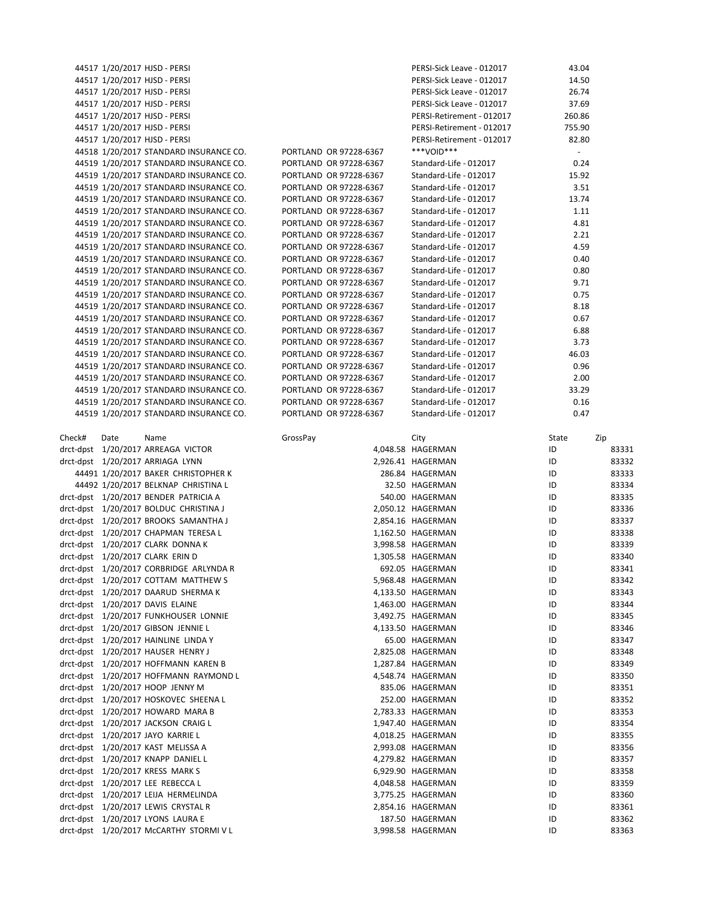| | | | | | |
|---|---|---|---|---|---|
| 44517 | 1/20/2017 | HJSD - PERSI | | PERSI-Sick Leave - 012017 | 43.04 |
| 44517 | 1/20/2017 | HJSD - PERSI | | PERSI-Sick Leave - 012017 | 14.50 |
| 44517 | 1/20/2017 | HJSD - PERSI | | PERSI-Sick Leave - 012017 | 26.74 |
| 44517 | 1/20/2017 | HJSD - PERSI | | PERSI-Sick Leave - 012017 | 37.69 |
| 44517 | 1/20/2017 | HJSD - PERSI | | PERSI-Retirement - 012017 | 260.86 |
| 44517 | 1/20/2017 | HJSD - PERSI | | PERSI-Retirement - 012017 | 755.90 |
| 44517 | 1/20/2017 | HJSD - PERSI | | PERSI-Retirement - 012017 | 82.80 |
| 44518 | 1/20/2017 | STANDARD INSURANCE CO. | PORTLAND OR 97228-6367 | ***VOID*** | - |
| 44519 | 1/20/2017 | STANDARD INSURANCE CO. | PORTLAND OR 97228-6367 | Standard-Life - 012017 | 0.24 |
| 44519 | 1/20/2017 | STANDARD INSURANCE CO. | PORTLAND OR 97228-6367 | Standard-Life - 012017 | 15.92 |
| 44519 | 1/20/2017 | STANDARD INSURANCE CO. | PORTLAND OR 97228-6367 | Standard-Life - 012017 | 3.51 |
| 44519 | 1/20/2017 | STANDARD INSURANCE CO. | PORTLAND OR 97228-6367 | Standard-Life - 012017 | 13.74 |
| 44519 | 1/20/2017 | STANDARD INSURANCE CO. | PORTLAND OR 97228-6367 | Standard-Life - 012017 | 1.11 |
| 44519 | 1/20/2017 | STANDARD INSURANCE CO. | PORTLAND OR 97228-6367 | Standard-Life - 012017 | 4.81 |
| 44519 | 1/20/2017 | STANDARD INSURANCE CO. | PORTLAND OR 97228-6367 | Standard-Life - 012017 | 2.21 |
| 44519 | 1/20/2017 | STANDARD INSURANCE CO. | PORTLAND OR 97228-6367 | Standard-Life - 012017 | 4.59 |
| 44519 | 1/20/2017 | STANDARD INSURANCE CO. | PORTLAND OR 97228-6367 | Standard-Life - 012017 | 0.40 |
| 44519 | 1/20/2017 | STANDARD INSURANCE CO. | PORTLAND OR 97228-6367 | Standard-Life - 012017 | 0.80 |
| 44519 | 1/20/2017 | STANDARD INSURANCE CO. | PORTLAND OR 97228-6367 | Standard-Life - 012017 | 9.71 |
| 44519 | 1/20/2017 | STANDARD INSURANCE CO. | PORTLAND OR 97228-6367 | Standard-Life - 012017 | 0.75 |
| 44519 | 1/20/2017 | STANDARD INSURANCE CO. | PORTLAND OR 97228-6367 | Standard-Life - 012017 | 8.18 |
| 44519 | 1/20/2017 | STANDARD INSURANCE CO. | PORTLAND OR 97228-6367 | Standard-Life - 012017 | 0.67 |
| 44519 | 1/20/2017 | STANDARD INSURANCE CO. | PORTLAND OR 97228-6367 | Standard-Life - 012017 | 6.88 |
| 44519 | 1/20/2017 | STANDARD INSURANCE CO. | PORTLAND OR 97228-6367 | Standard-Life - 012017 | 3.73 |
| 44519 | 1/20/2017 | STANDARD INSURANCE CO. | PORTLAND OR 97228-6367 | Standard-Life - 012017 | 46.03 |
| 44519 | 1/20/2017 | STANDARD INSURANCE CO. | PORTLAND OR 97228-6367 | Standard-Life - 012017 | 0.96 |
| 44519 | 1/20/2017 | STANDARD INSURANCE CO. | PORTLAND OR 97228-6367 | Standard-Life - 012017 | 2.00 |
| 44519 | 1/20/2017 | STANDARD INSURANCE CO. | PORTLAND OR 97228-6367 | Standard-Life - 012017 | 33.29 |
| 44519 | 1/20/2017 | STANDARD INSURANCE CO. | PORTLAND OR 97228-6367 | Standard-Life - 012017 | 0.16 |
| 44519 | 1/20/2017 | STANDARD INSURANCE CO. | PORTLAND OR 97228-6367 | Standard-Life - 012017 | 0.47 |

| Check# | Date | Name | GrossPay | City | State | Zip |
|---|---|---|---|---|---|---|
| drct-dpst | 1/20/2017 | ARREAGA VICTOR | 4,048.58 | HAGERMAN | ID | 83331 |
| drct-dpst | 1/20/2017 | ARRIAGA LYNN | 2,926.41 | HAGERMAN | ID | 83332 |
| 44491 | 1/20/2017 | BAKER CHRISTOPHER K | 286.84 | HAGERMAN | ID | 83333 |
| 44492 | 1/20/2017 | BELKNAP CHRISTINA L | 32.50 | HAGERMAN | ID | 83334 |
| drct-dpst | 1/20/2017 | BENDER PATRICIA A | 540.00 | HAGERMAN | ID | 83335 |
| drct-dpst | 1/20/2017 | BOLDUC CHRISTINA J | 2,050.12 | HAGERMAN | ID | 83336 |
| drct-dpst | 1/20/2017 | BROOKS SAMANTHA J | 2,854.16 | HAGERMAN | ID | 83337 |
| drct-dpst | 1/20/2017 | CHAPMAN TERESA L | 1,162.50 | HAGERMAN | ID | 83338 |
| drct-dpst | 1/20/2017 | CLARK DONNA K | 3,998.58 | HAGERMAN | ID | 83339 |
| drct-dpst | 1/20/2017 | CLARK ERIN D | 1,305.58 | HAGERMAN | ID | 83340 |
| drct-dpst | 1/20/2017 | CORBRIDGE ARLYNDA R | 692.05 | HAGERMAN | ID | 83341 |
| drct-dpst | 1/20/2017 | COTTAM MATTHEW S | 5,968.48 | HAGERMAN | ID | 83342 |
| drct-dpst | 1/20/2017 | DAARUD SHERMA K | 4,133.50 | HAGERMAN | ID | 83343 |
| drct-dpst | 1/20/2017 | DAVIS ELAINE | 1,463.00 | HAGERMAN | ID | 83344 |
| drct-dpst | 1/20/2017 | FUNKHOUSER LONNIE | 3,492.75 | HAGERMAN | ID | 83345 |
| drct-dpst | 1/20/2017 | GIBSON JENNIE L | 4,133.50 | HAGERMAN | ID | 83346 |
| drct-dpst | 1/20/2017 | HAINLINE LINDA Y | 65.00 | HAGERMAN | ID | 83347 |
| drct-dpst | 1/20/2017 | HAUSER HENRY J | 2,825.08 | HAGERMAN | ID | 83348 |
| drct-dpst | 1/20/2017 | HOFFMANN KAREN B | 1,287.84 | HAGERMAN | ID | 83349 |
| drct-dpst | 1/20/2017 | HOFFMANN RAYMOND L | 4,548.74 | HAGERMAN | ID | 83350 |
| drct-dpst | 1/20/2017 | HOOP JENNY M | 835.06 | HAGERMAN | ID | 83351 |
| drct-dpst | 1/20/2017 | HOSKOVEC SHEENA L | 252.00 | HAGERMAN | ID | 83352 |
| drct-dpst | 1/20/2017 | HOWARD MARA B | 2,783.33 | HAGERMAN | ID | 83353 |
| drct-dpst | 1/20/2017 | JACKSON CRAIG L | 1,947.40 | HAGERMAN | ID | 83354 |
| drct-dpst | 1/20/2017 | JAYO KARRIE L | 4,018.25 | HAGERMAN | ID | 83355 |
| drct-dpst | 1/20/2017 | KAST MELISSA A | 2,993.08 | HAGERMAN | ID | 83356 |
| drct-dpst | 1/20/2017 | KNAPP DANIEL L | 4,279.82 | HAGERMAN | ID | 83357 |
| drct-dpst | 1/20/2017 | KRESS MARK S | 6,929.90 | HAGERMAN | ID | 83358 |
| drct-dpst | 1/20/2017 | LEE REBECCA L | 4,048.58 | HAGERMAN | ID | 83359 |
| drct-dpst | 1/20/2017 | LEIJA HERMELINDA | 3,775.25 | HAGERMAN | ID | 83360 |
| drct-dpst | 1/20/2017 | LEWIS CRYSTAL R | 2,854.16 | HAGERMAN | ID | 83361 |
| drct-dpst | 1/20/2017 | LYONS LAURA E | 187.50 | HAGERMAN | ID | 83362 |
| drct-dpst | 1/20/2017 | McCARTHY STORMI V L | 3,998.58 | HAGERMAN | ID | 83363 |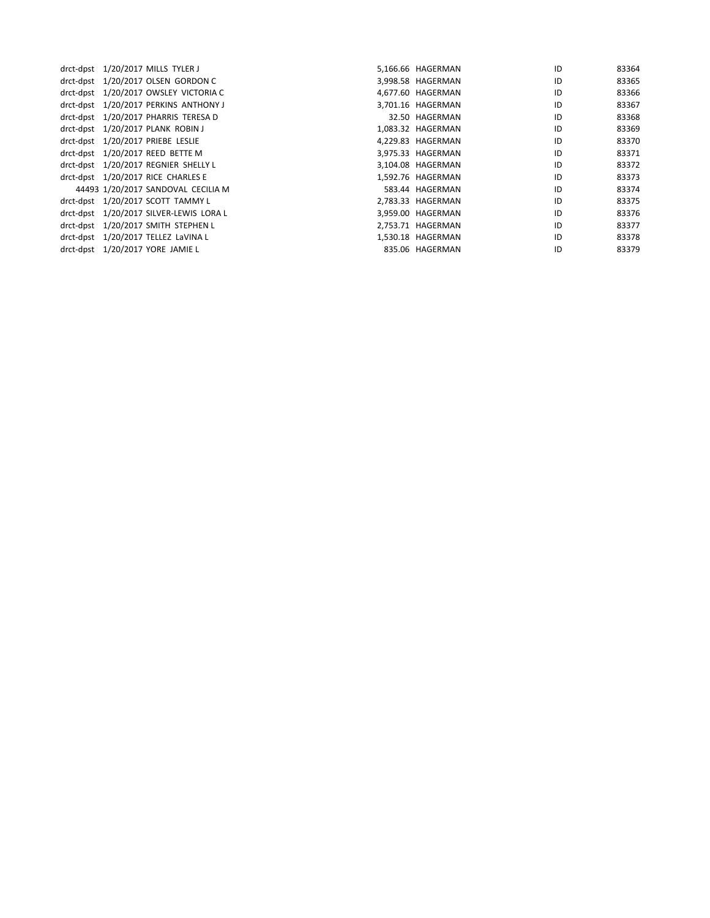| | | | | | | |
|---|---|---|---|---|---|---|
| drct-dpst | 1/20/2017 | MILLS TYLER J | 5,166.66 | HAGERMAN | ID | 83364 |
| drct-dpst | 1/20/2017 | OLSEN GORDON C | 3,998.58 | HAGERMAN | ID | 83365 |
| drct-dpst | 1/20/2017 | OWSLEY VICTORIA C | 4,677.60 | HAGERMAN | ID | 83366 |
| drct-dpst | 1/20/2017 | PERKINS ANTHONY J | 3,701.16 | HAGERMAN | ID | 83367 |
| drct-dpst | 1/20/2017 | PHARRIS TERESA D | 32.50 | HAGERMAN | ID | 83368 |
| drct-dpst | 1/20/2017 | PLANK ROBIN J | 1,083.32 | HAGERMAN | ID | 83369 |
| drct-dpst | 1/20/2017 | PRIEBE LESLIE | 4,229.83 | HAGERMAN | ID | 83370 |
| drct-dpst | 1/20/2017 | REED BETTE M | 3,975.33 | HAGERMAN | ID | 83371 |
| drct-dpst | 1/20/2017 | REGNIER SHELLY L | 3,104.08 | HAGERMAN | ID | 83372 |
| drct-dpst | 1/20/2017 | RICE CHARLES E | 1,592.76 | HAGERMAN | ID | 83373 |
| 44493 | 1/20/2017 | SANDOVAL CECILIA M | 583.44 | HAGERMAN | ID | 83374 |
| drct-dpst | 1/20/2017 | SCOTT TAMMY L | 2,783.33 | HAGERMAN | ID | 83375 |
| drct-dpst | 1/20/2017 | SILVER-LEWIS LORA L | 3,959.00 | HAGERMAN | ID | 83376 |
| drct-dpst | 1/20/2017 | SMITH STEPHEN L | 2,753.71 | HAGERMAN | ID | 83377 |
| drct-dpst | 1/20/2017 | TELLEZ LaVINA L | 1,530.18 | HAGERMAN | ID | 83378 |
| drct-dpst | 1/20/2017 | YORE JAMIE L | 835.06 | HAGERMAN | ID | 83379 |